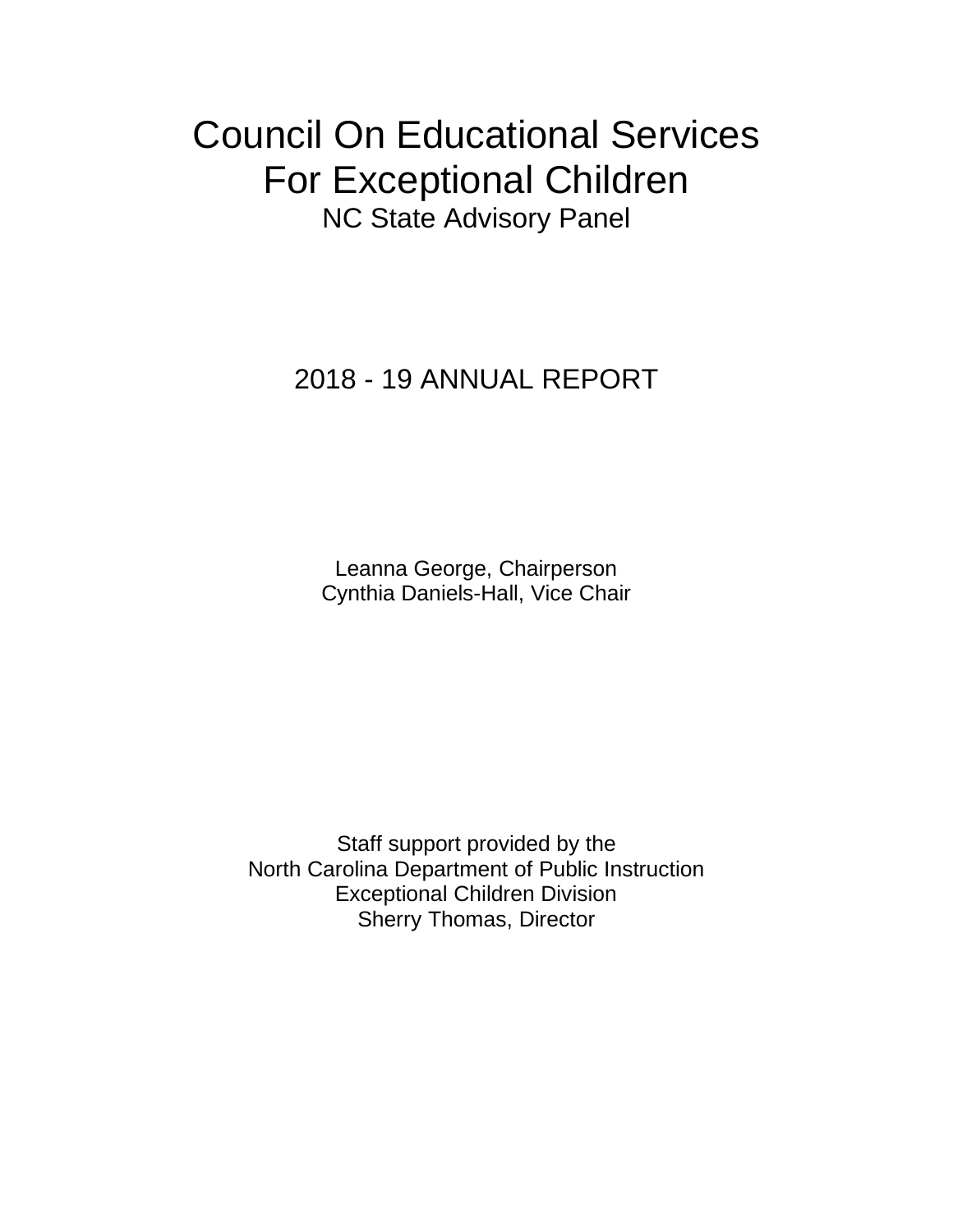# Council On Educational Services For Exceptional Children

## NC State Advisory Panel

## 2018 - 19 ANNUAL REPORT

Leanna George, Chairperson
Cynthia Daniels-Hall, Vice Chair

Staff support provided by the
North Carolina Department of Public Instruction
Exceptional Children Division
Sherry Thomas, Director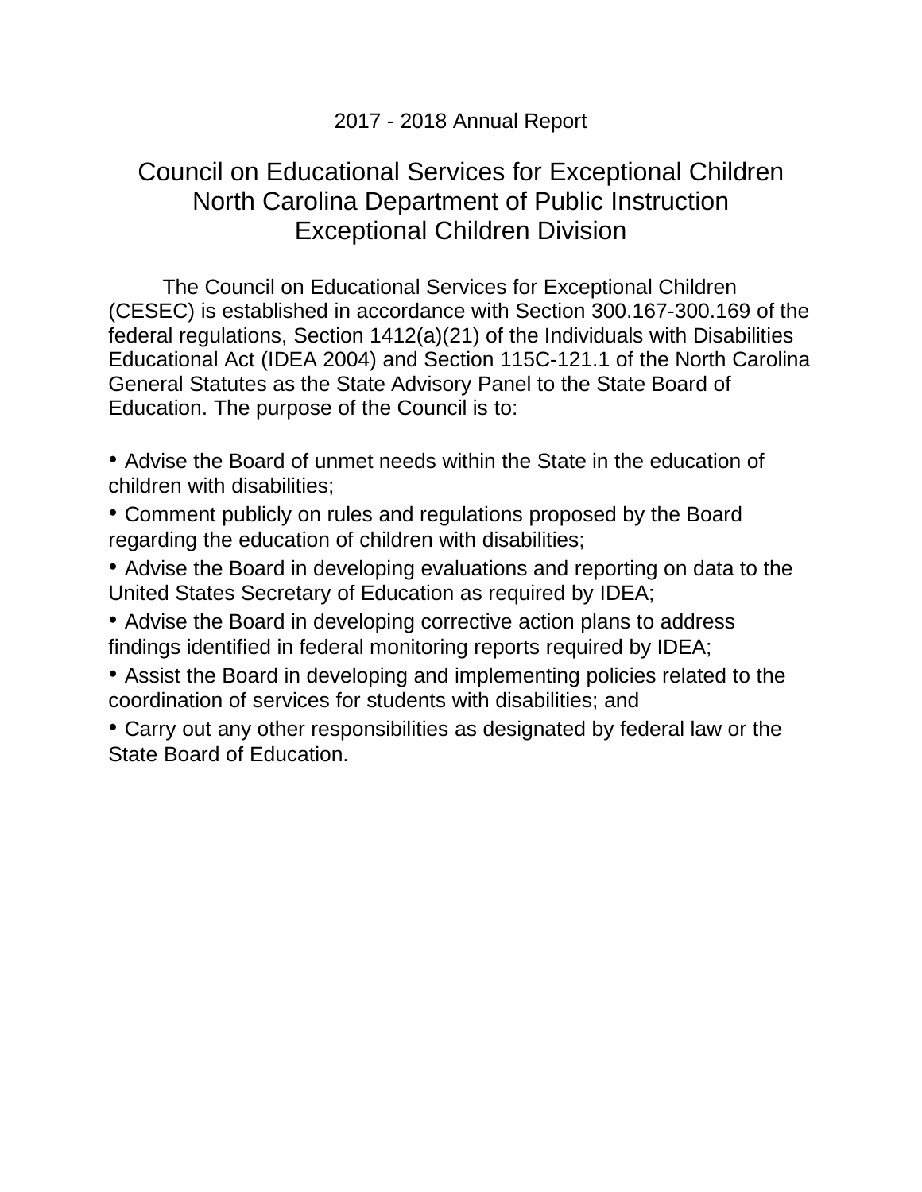2017 - 2018 Annual Report

# Council on Educational Services for Exceptional Children
# North Carolina Department of Public Instruction
# Exceptional Children Division

The Council on Educational Services for Exceptional Children (CESEC) is established in accordance with Section 300.167-300.169 of the federal regulations, Section 1412(a)(21) of the Individuals with Disabilities Educational Act (IDEA 2004) and Section 115C-121.1 of the North Carolina General Statutes as the State Advisory Panel to the State Board of Education. The purpose of the Council is to:

- Advise the Board of unmet needs within the State in the education of children with disabilities;
- Comment publicly on rules and regulations proposed by the Board regarding the education of children with disabilities;
- Advise the Board in developing evaluations and reporting on data to the United States Secretary of Education as required by IDEA;
- Advise the Board in developing corrective action plans to address findings identified in federal monitoring reports required by IDEA;
- Assist the Board in developing and implementing policies related to the coordination of services for students with disabilities; and
- Carry out any other responsibilities as designated by federal law or the State Board of Education.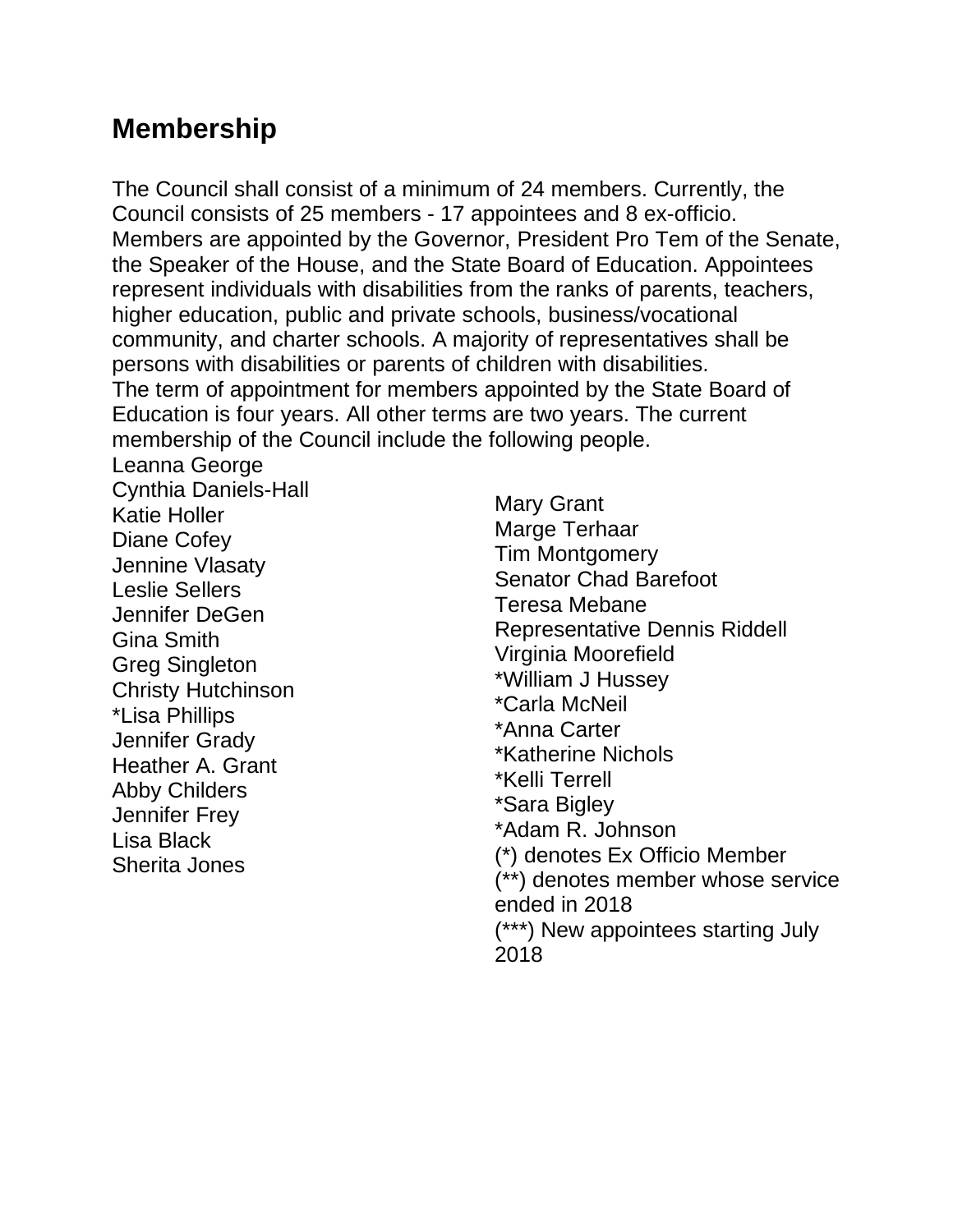## Membership

The Council shall consist of a minimum of 24 members. Currently, the Council consists of 25 members - 17 appointees and 8 ex-officio. Members are appointed by the Governor, President Pro Tem of the Senate, the Speaker of the House, and the State Board of Education. Appointees represent individuals with disabilities from the ranks of parents, teachers, higher education, public and private schools, business/vocational community, and charter schools. A majority of representatives shall be persons with disabilities or parents of children with disabilities.
The term of appointment for members appointed by the State Board of Education is four years. All other terms are two years. The current membership of the Council include the following people.

Leanna George
Cynthia Daniels-Hall
Katie Holler
Diane Cofey
Jennine Vlasaty
Leslie Sellers
Jennifer DeGen
Gina Smith
Greg Singleton
Christy Hutchinson
*Lisa Phillips
Jennifer Grady
Heather A. Grant
Abby Childers
Jennifer Frey
Lisa Black
Sherita Jones
Mary Grant
Marge Terhaar
Tim Montgomery
Senator Chad Barefoot
Teresa Mebane
Representative Dennis Riddell
Virginia Moorefield
*William J Hussey
*Carla McNeil
*Anna Carter
*Katherine Nichols
*Kelli Terrell
*Sara Bigley
*Adam R. Johnson

(*) denotes Ex Officio Member
(**) denotes member whose service ended in 2018
(***) New appointees starting July 2018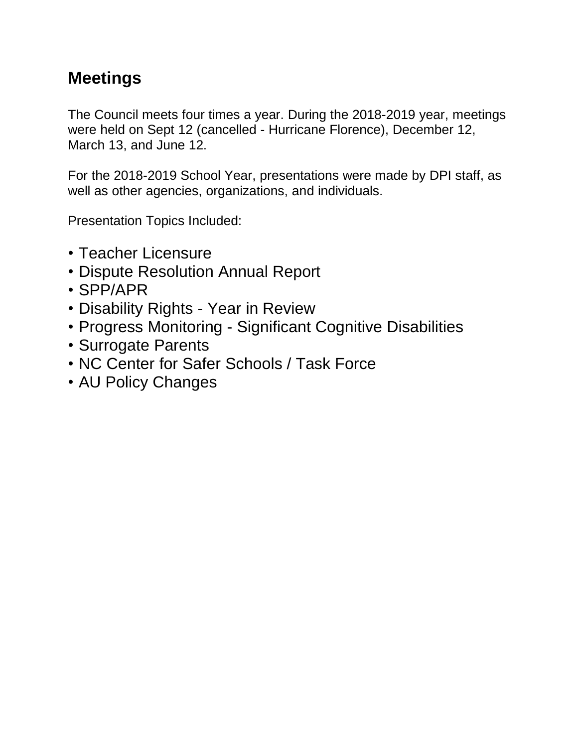## Meetings

The Council meets four times a year. During the 2018-2019 year, meetings were held on Sept 12 (cancelled - Hurricane Florence), December 12, March 13, and June 12.

For the 2018-2019 School Year, presentations were made by DPI staff, as well as other agencies, organizations, and individuals.

Presentation Topics Included:

- Teacher Licensure
- Dispute Resolution Annual Report
- SPP/APR
- Disability Rights - Year in Review
- Progress Monitoring - Significant Cognitive Disabilities
- Surrogate Parents
- NC Center for Safer Schools / Task Force
- AU Policy Changes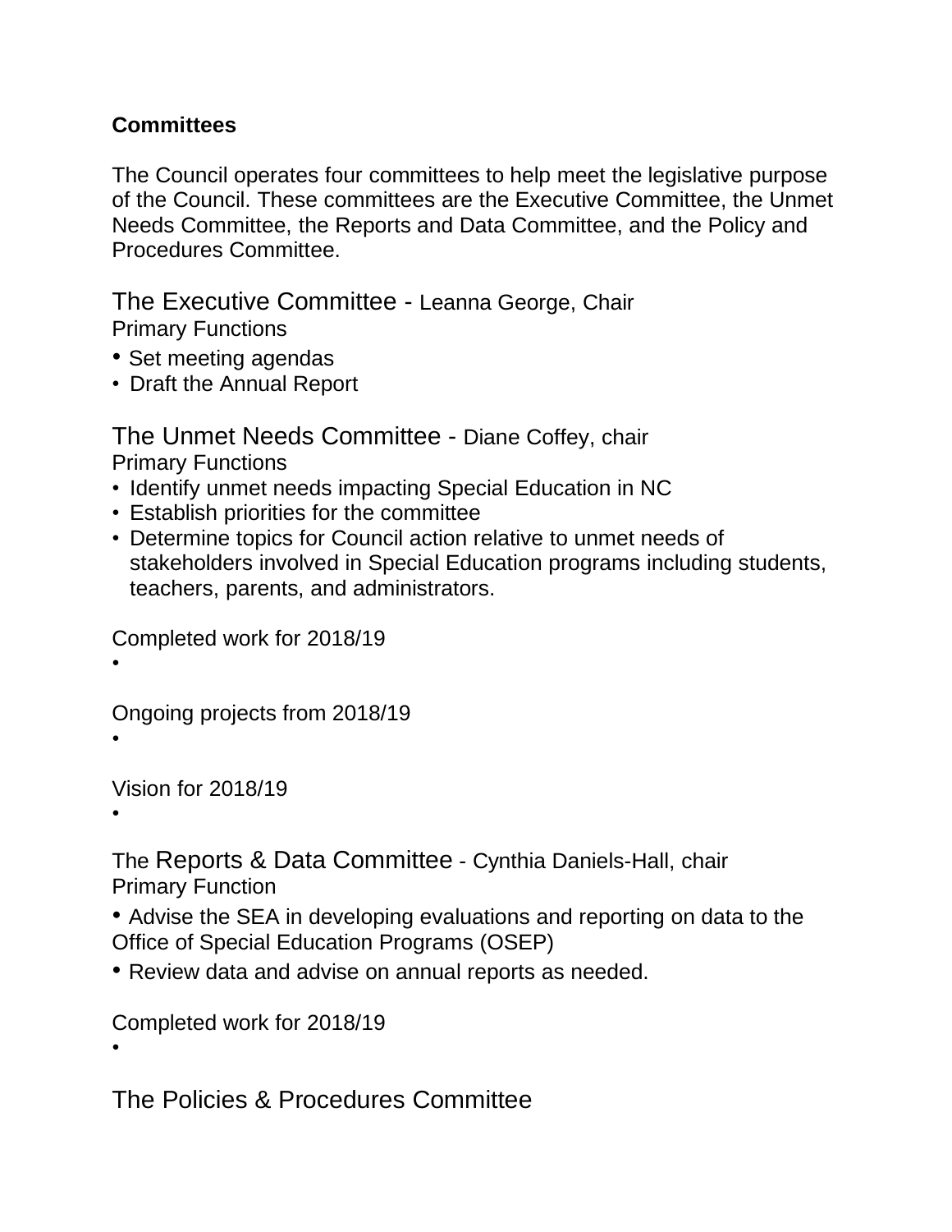**Committees**

The Council operates four committees to help meet the legislative purpose of the Council. These committees are the Executive Committee, the Unmet Needs Committee, the Reports and Data Committee, and the Policy and Procedures Committee.

### The Executive Committee - Leanna George, Chair

Primary Functions

- Set meeting agendas
- Draft the Annual Report

### The Unmet Needs Committee - Diane Coffey, chair

Primary Functions

- Identify unmet needs impacting Special Education in NC
- Establish priorities for the committee
- Determine topics for Council action relative to unmet needs of stakeholders involved in Special Education programs including students, teachers, parents, and administrators.

Completed work for 2018/19

-

Ongoing projects from 2018/19

-

Vision for 2018/19

-

### The Reports & Data Committee - Cynthia Daniels-Hall, chair

Primary Function

- Advise the SEA in developing evaluations and reporting on data to the Office of Special Education Programs (OSEP)
- Review data and advise on annual reports as needed.

Completed work for 2018/19

-

### The Policies & Procedures Committee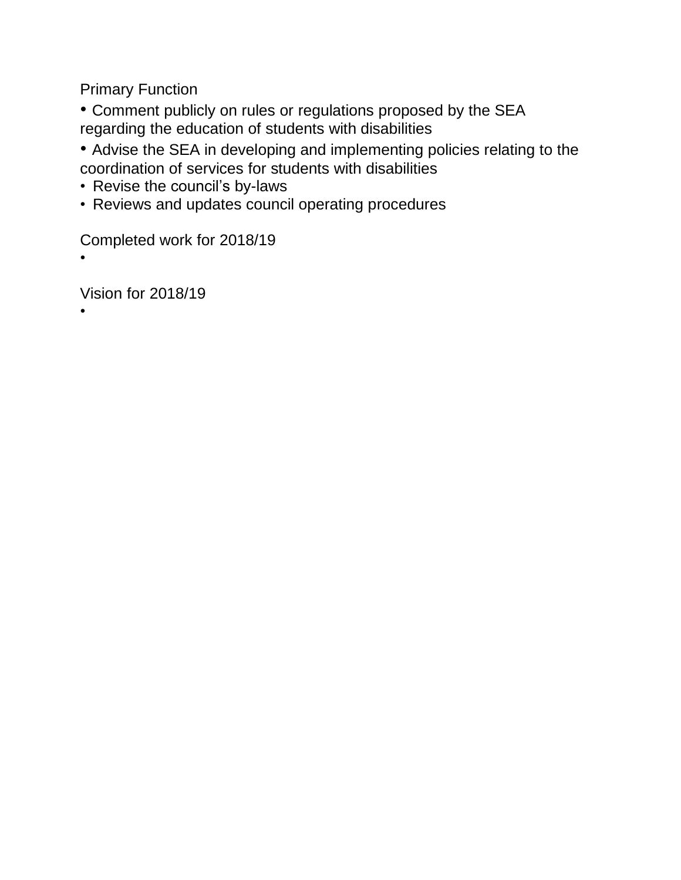Primary Function

- Comment publicly on rules or regulations proposed by the SEA regarding the education of students with disabilities
- Advise the SEA in developing and implementing policies relating to the coordination of services for students with disabilities
- Revise the council's by-laws
- Reviews and updates council operating procedures

Completed work for 2018/19

-

Vision for 2018/19

-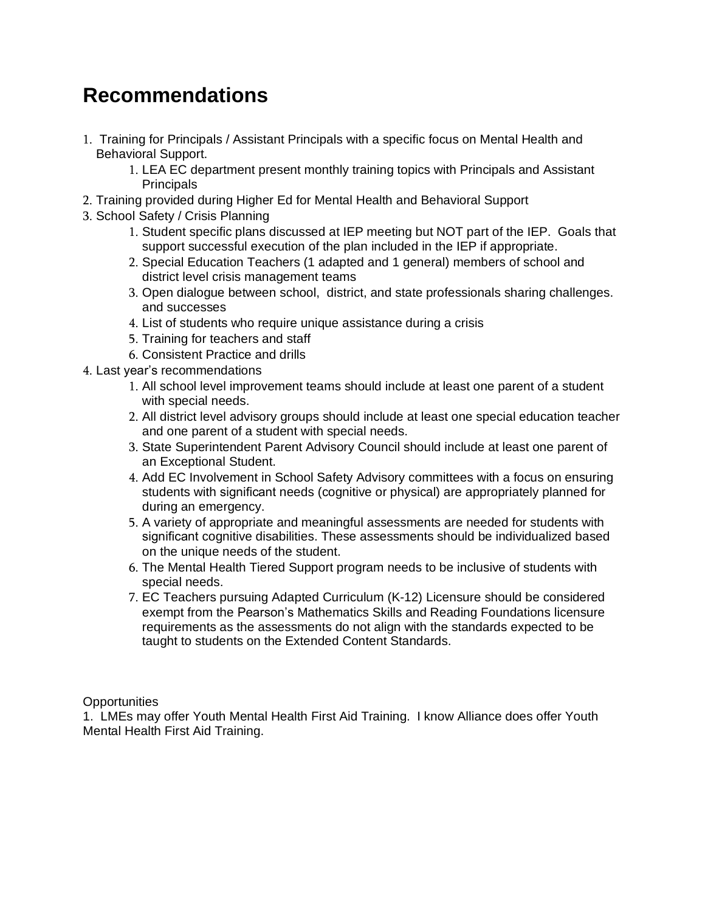# Recommendations

1. Training for Principals / Assistant Principals with a specific focus on Mental Health and Behavioral Support.
    1. LEA EC department present monthly training topics with Principals and Assistant Principals
2. Training provided during Higher Ed for Mental Health and Behavioral Support
3. School Safety / Crisis Planning
    1. Student specific plans discussed at IEP meeting but NOT part of the IEP. Goals that support successful execution of the plan included in the IEP if appropriate.
    2. Special Education Teachers (1 adapted and 1 general) members of school and district level crisis management teams
    3. Open dialogue between school, district, and state professionals sharing challenges. and successes
    4. List of students who require unique assistance during a crisis
    5. Training for teachers and staff
    6. Consistent Practice and drills
4. Last year's recommendations
    1. All school level improvement teams should include at least one parent of a student with special needs.
    2. All district level advisory groups should include at least one special education teacher and one parent of a student with special needs.
    3. State Superintendent Parent Advisory Council should include at least one parent of an Exceptional Student.
    4. Add EC Involvement in School Safety Advisory committees with a focus on ensuring students with significant needs (cognitive or physical) are appropriately planned for during an emergency.
    5. A variety of appropriate and meaningful assessments are needed for students with significant cognitive disabilities. These assessments should be individualized based on the unique needs of the student.
    6. The Mental Health Tiered Support program needs to be inclusive of students with special needs.
    7. EC Teachers pursuing Adapted Curriculum (K-12) Licensure should be considered exempt from the Pearson's Mathematics Skills and Reading Foundations licensure requirements as the assessments do not align with the standards expected to be taught to students on the Extended Content Standards.

Opportunities

1. LMEs may offer Youth Mental Health First Aid Training. I know Alliance does offer Youth Mental Health First Aid Training.